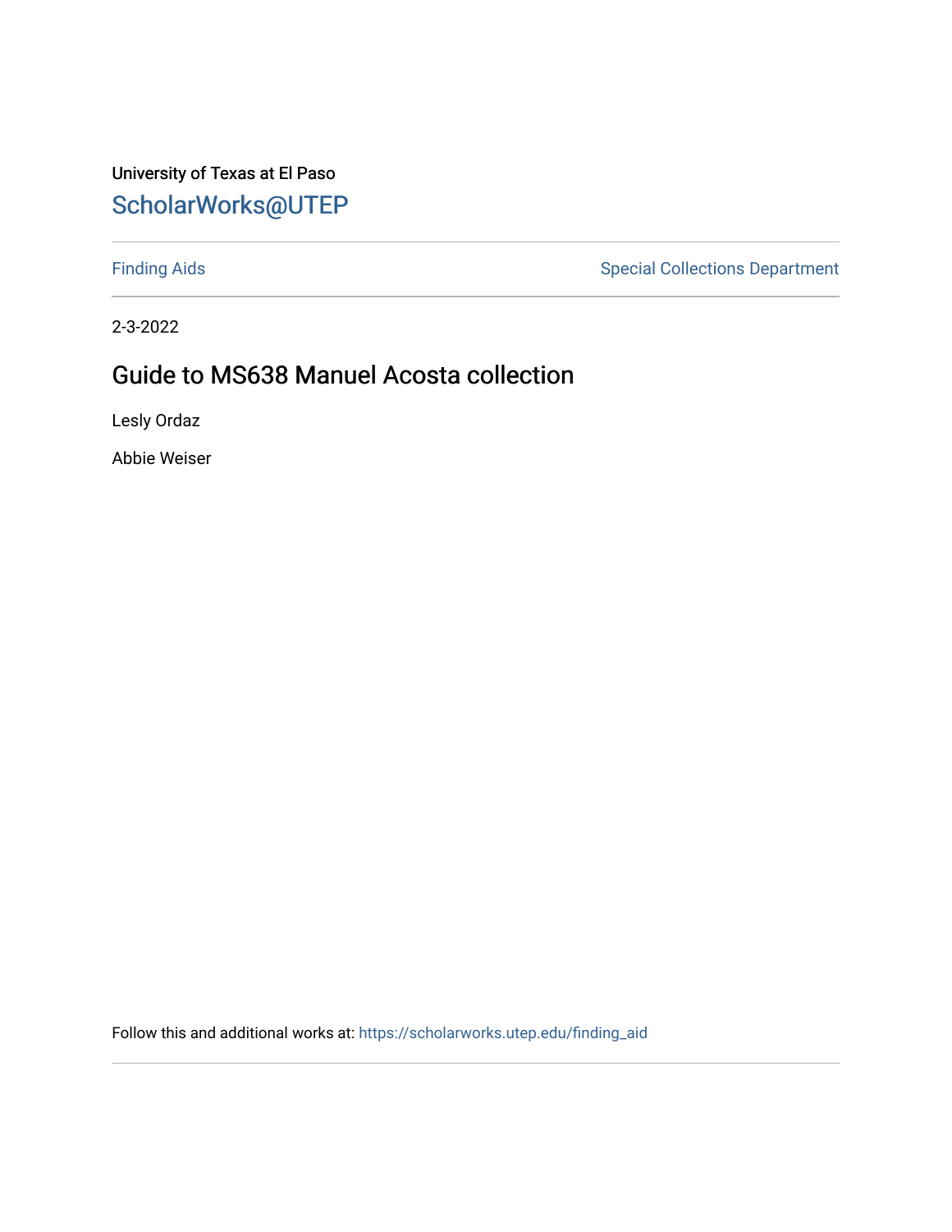University of Texas at El Paso

ScholarWorks@UTEP

Finding Aids | Special Collections Department

2-3-2022

# Guide to MS638 Manuel Acosta collection

Lesly Ordaz

Abbie Weiser

Follow this and additional works at: https://scholarworks.utep.edu/finding_aid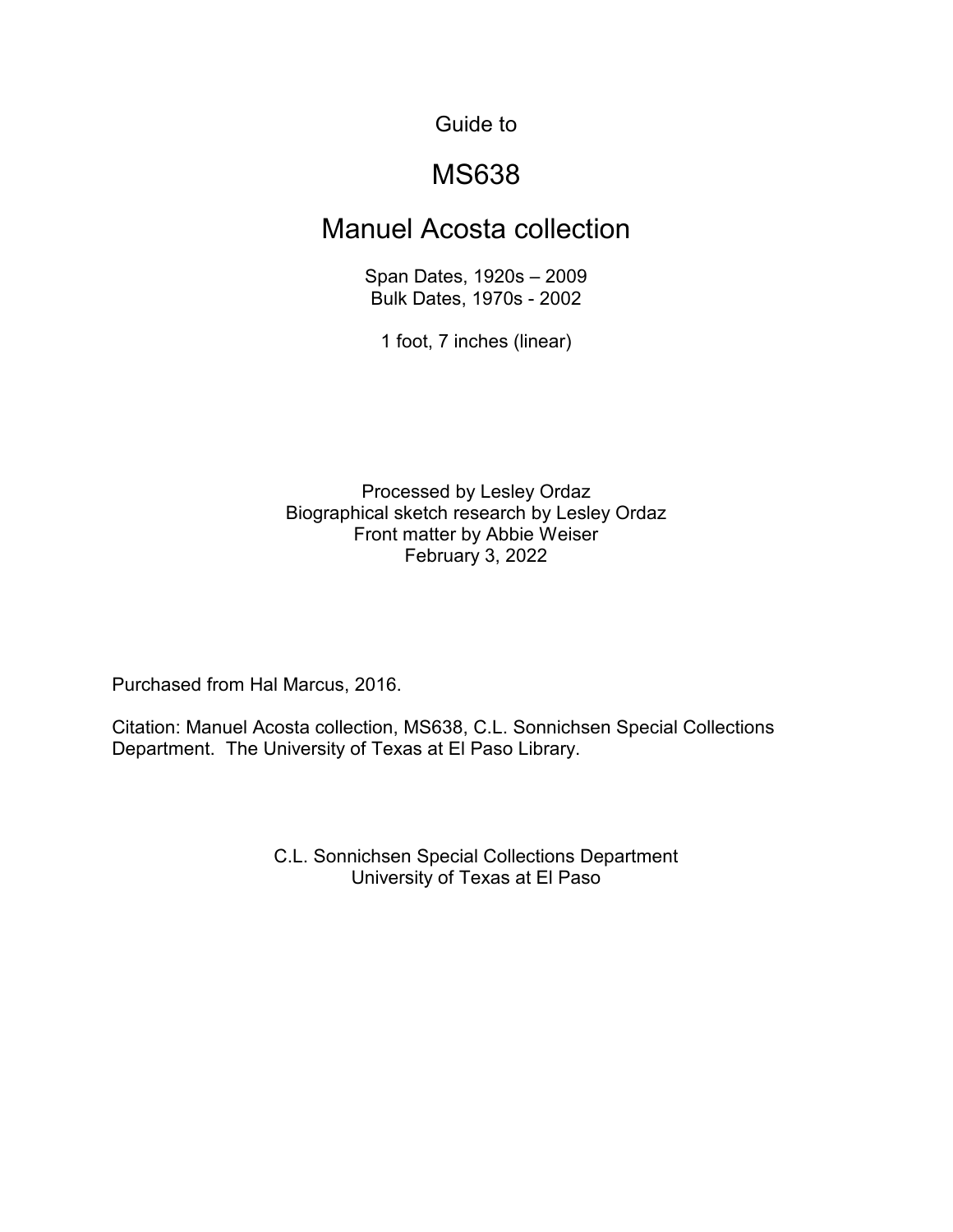Guide to

# MS638

# Manuel Acosta collection

Span Dates, 1920s – 2009
Bulk Dates, 1970s - 2002

1 foot, 7 inches (linear)

Processed by Lesley Ordaz
Biographical sketch research by Lesley Ordaz
Front matter by Abbie Weiser
February 3, 2022

Purchased from Hal Marcus, 2016.

Citation: Manuel Acosta collection, MS638, C.L. Sonnichsen Special Collections Department. The University of Texas at El Paso Library.

C.L. Sonnichsen Special Collections Department
University of Texas at El Paso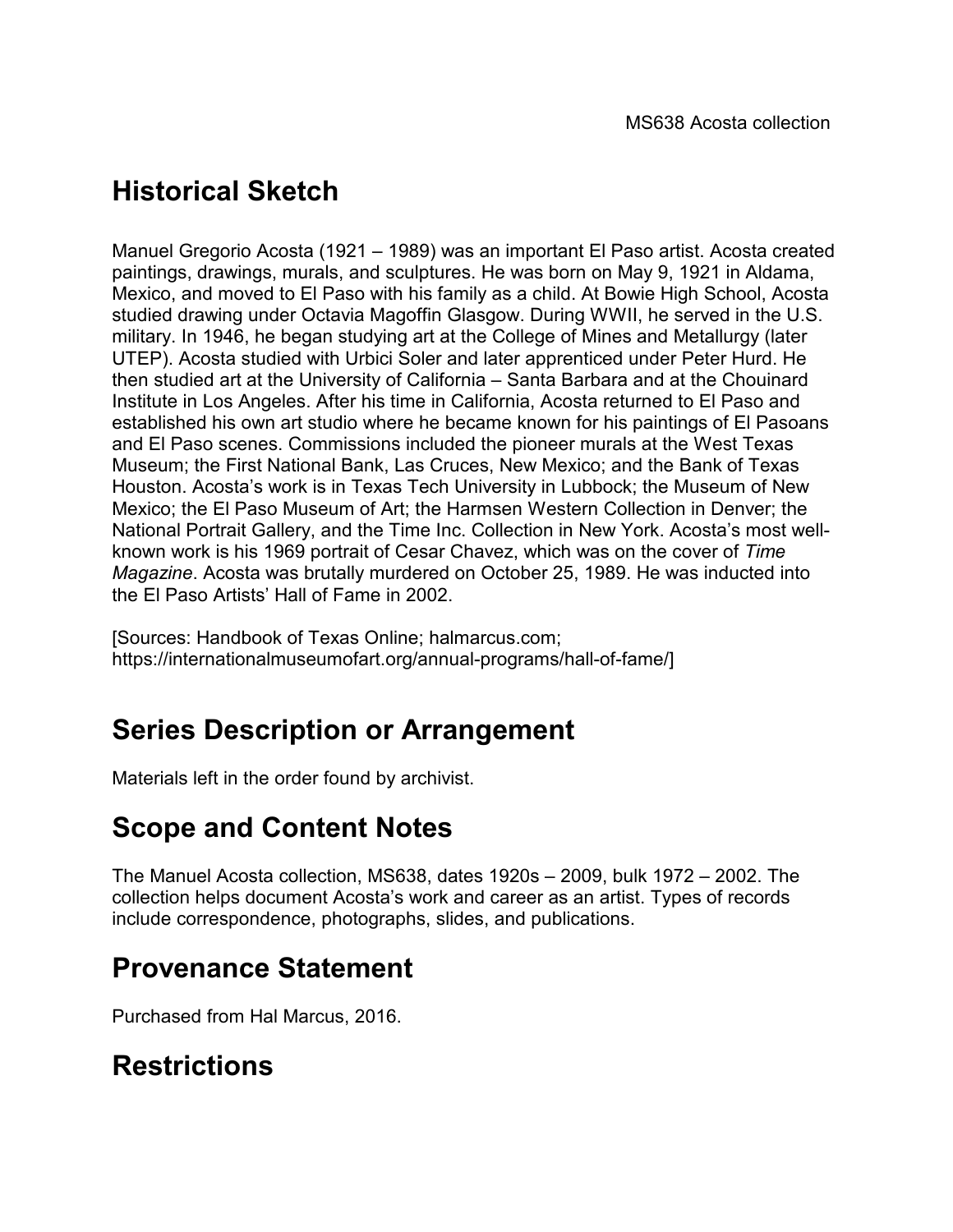## Historical Sketch

Manuel Gregorio Acosta (1921 – 1989) was an important El Paso artist. Acosta created paintings, drawings, murals, and sculptures. He was born on May 9, 1921 in Aldama, Mexico, and moved to El Paso with his family as a child. At Bowie High School, Acosta studied drawing under Octavia Magoffin Glasgow. During WWII, he served in the U.S. military. In 1946, he began studying art at the College of Mines and Metallurgy (later UTEP). Acosta studied with Urbici Soler and later apprenticed under Peter Hurd. He then studied art at the University of California – Santa Barbara and at the Chouinard Institute in Los Angeles. After his time in California, Acosta returned to El Paso and established his own art studio where he became known for his paintings of El Pasoans and El Paso scenes. Commissions included the pioneer murals at the West Texas Museum; the First National Bank, Las Cruces, New Mexico; and the Bank of Texas Houston. Acosta's work is in Texas Tech University in Lubbock; the Museum of New Mexico; the El Paso Museum of Art; the Harmsen Western Collection in Denver; the National Portrait Gallery, and the Time Inc. Collection in New York. Acosta's most well-known work is his 1969 portrait of Cesar Chavez, which was on the cover of *Time Magazine*. Acosta was brutally murdered on October 25, 1989. He was inducted into the El Paso Artists' Hall of Fame in 2002.

[Sources: Handbook of Texas Online; halmarcus.com; https://internationalmuseumofart.org/annual-programs/hall-of-fame/]

## Series Description or Arrangement

Materials left in the order found by archivist.

## Scope and Content Notes

The Manuel Acosta collection, MS638, dates 1920s – 2009, bulk 1972 – 2002. The collection helps document Acosta's work and career as an artist. Types of records include correspondence, photographs, slides, and publications.

## Provenance Statement

Purchased from Hal Marcus, 2016.

## Restrictions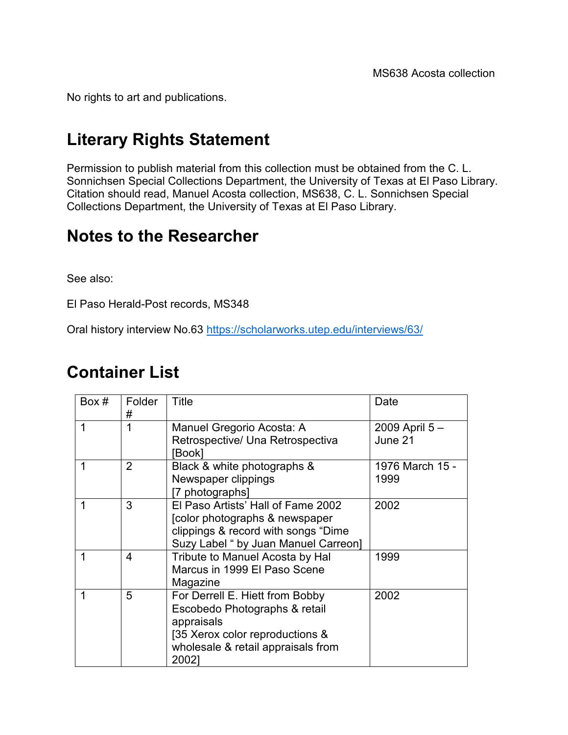No rights to art and publications.

## Literary Rights Statement

Permission to publish material from this collection must be obtained from the C. L. Sonnichsen Special Collections Department, the University of Texas at El Paso Library. Citation should read, Manuel Acosta collection, MS638, C. L. Sonnichsen Special Collections Department, the University of Texas at El Paso Library.

## Notes to the Researcher

See also:

El Paso Herald-Post records, MS348

Oral history interview No.63 https://scholarworks.utep.edu/interviews/63/

## Container List

| Box # | Folder # | Title | Date |
|---|---|---|---|
| 1 | 1 | Manuel Gregorio Acosta: A Retrospective/ Una Retrospectiva [Book] | 2009 April 5 – June 21 |
| 1 | 2 | Black & white photographs & Newspaper clippings [7 photographs] | 1976 March 15 - 1999 |
| 1 | 3 | El Paso Artists' Hall of Fame 2002 [color photographs & newspaper clippings & record with songs "Dime Suzy Label " by Juan Manuel Carreon] | 2002 |
| 1 | 4 | Tribute to Manuel Acosta by Hal Marcus in 1999 El Paso Scene Magazine | 1999 |
| 1 | 5 | For Derrell E. Hiett from Bobby Escobedo Photographs & retail appraisals [35 Xerox color reproductions & wholesale & retail appraisals from 2002] | 2002 |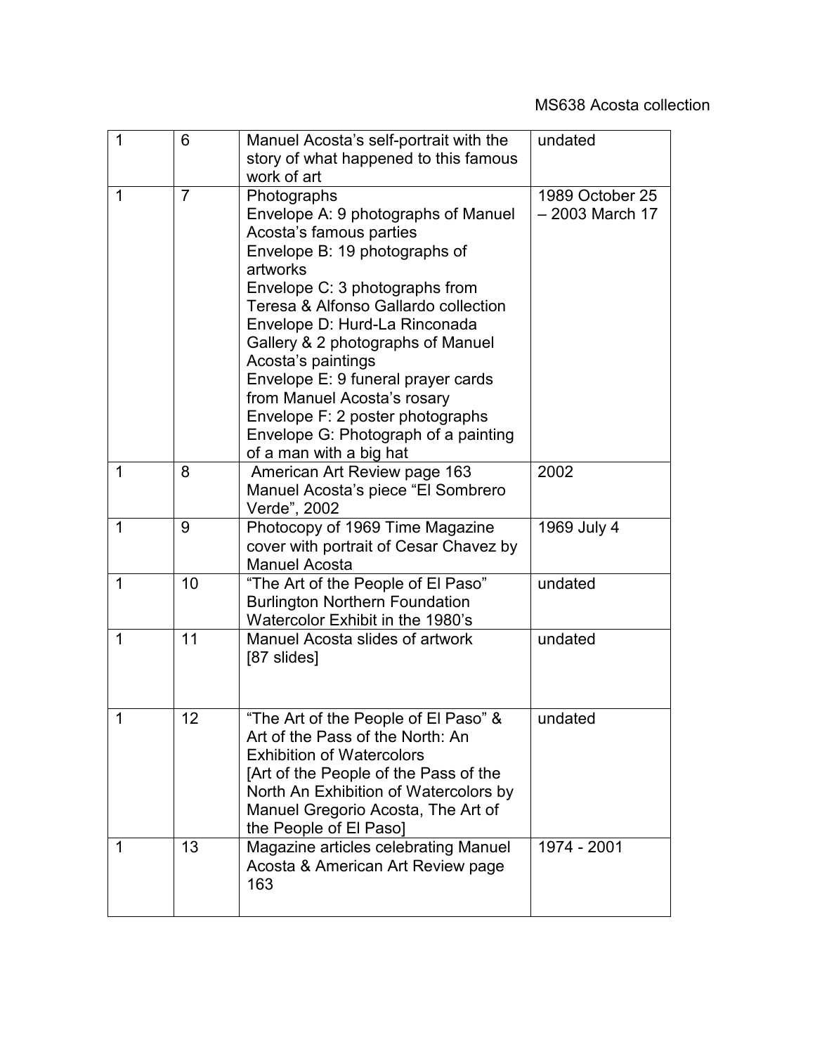| | | | |
|---|---|---|---|
| 1 | 6 | Manuel Acosta's self-portrait with the story of what happened to this famous work of art | undated |
| 1 | 7 | Photographs<br>Envelope A: 9 photographs of Manuel Acosta's famous parties<br>Envelope B: 19 photographs of artworks<br>Envelope C: 3 photographs from Teresa & Alfonso Gallardo collection<br>Envelope D: Hurd-La Rinconada Gallery & 2 photographs of Manuel Acosta's paintings<br>Envelope E: 9 funeral prayer cards from Manuel Acosta's rosary<br>Envelope F: 2 poster photographs<br>Envelope G: Photograph of a painting of a man with a big hat | 1989 October 25 – 2003 March 17 |
| 1 | 8 | American Art Review page 163 Manuel Acosta's piece "El Sombrero Verde", 2002 | 2002 |
| 1 | 9 | Photocopy of 1969 Time Magazine cover with portrait of Cesar Chavez by Manuel Acosta | 1969 July 4 |
| 1 | 10 | "The Art of the People of El Paso" Burlington Northern Foundation Watercolor Exhibit in the 1980's | undated |
| 1 | 11 | Manuel Acosta slides of artwork [87 slides] | undated |
| 1 | 12 | "The Art of the People of El Paso" & Art of the Pass of the North: An Exhibition of Watercolors [Art of the People of the Pass of the North An Exhibition of Watercolors by Manuel Gregorio Acosta, The Art of the People of El Paso] | undated |
| 1 | 13 | Magazine articles celebrating Manuel Acosta & American Art Review page 163 | 1974 - 2001 |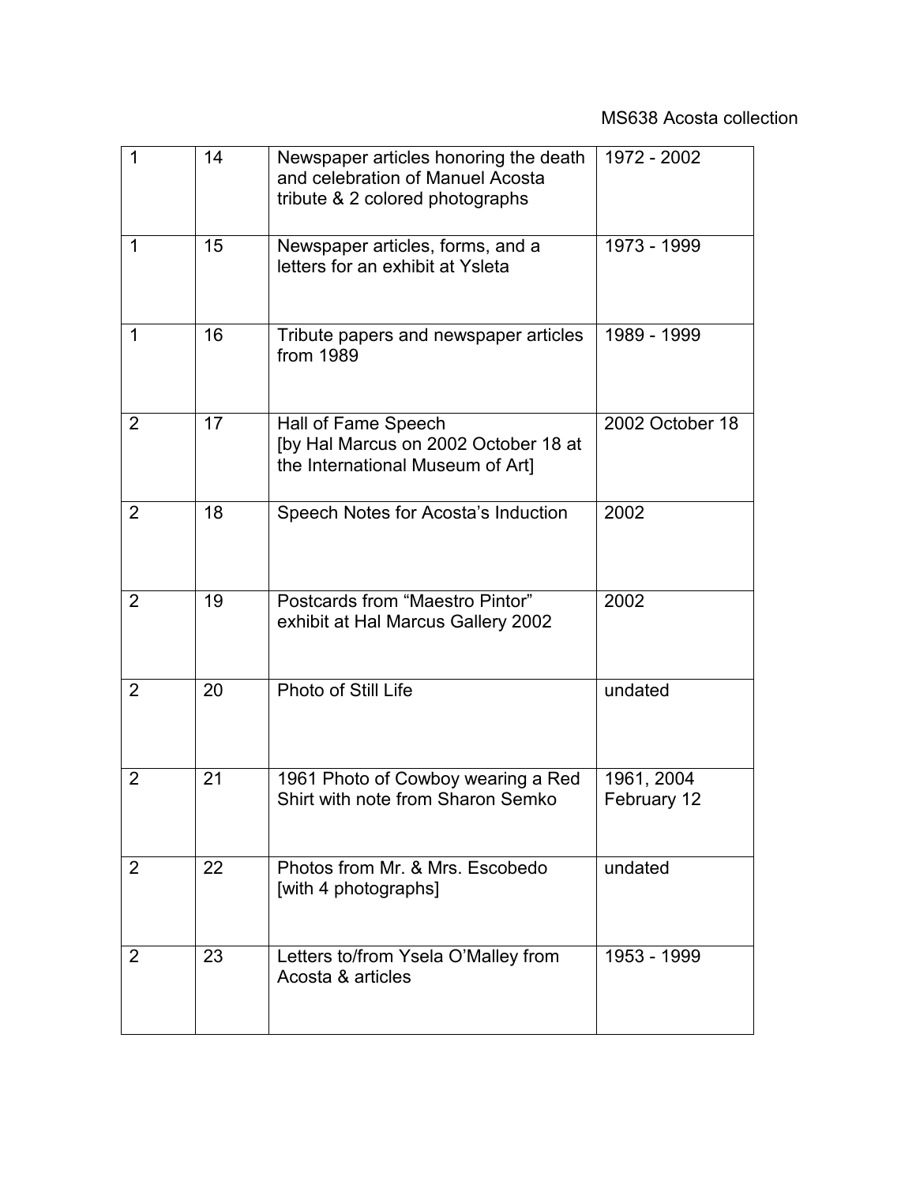MS638 Acosta collection

| | | | |
|---|---|---|---|
| 1 | 14 | Newspaper articles honoring the death and celebration of Manuel Acosta tribute & 2 colored photographs | 1972 - 2002 |
| 1 | 15 | Newspaper articles, forms, and a letters for an exhibit at Ysleta | 1973 - 1999 |
| 1 | 16 | Tribute papers and newspaper articles from 1989 | 1989 - 1999 |
| 2 | 17 | Hall of Fame Speech [by Hal Marcus on 2002 October 18 at the International Museum of Art] | 2002 October 18 |
| 2 | 18 | Speech Notes for Acosta's Induction | 2002 |
| 2 | 19 | Postcards from "Maestro Pintor" exhibit at Hal Marcus Gallery 2002 | 2002 |
| 2 | 20 | Photo of Still Life | undated |
| 2 | 21 | 1961 Photo of Cowboy wearing a Red Shirt with note from Sharon Semko | 1961, 2004 February 12 |
| 2 | 22 | Photos from Mr. & Mrs. Escobedo [with 4 photographs] | undated |
| 2 | 23 | Letters to/from Ysela O'Malley from Acosta & articles | 1953 - 1999 |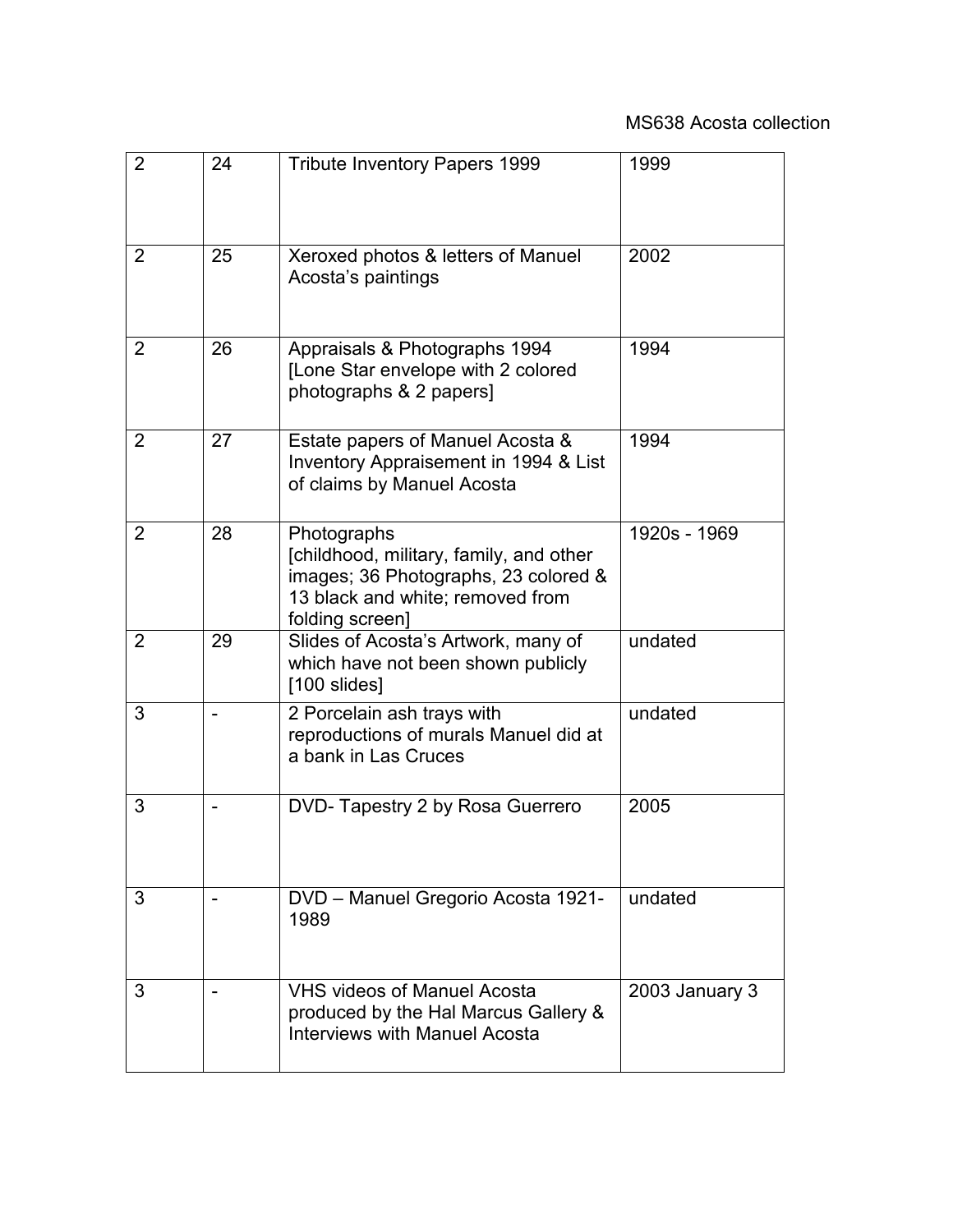| | | | |
|---|---|---|---|
| 2 | 24 | Tribute Inventory Papers 1999 | 1999 |
| 2 | 25 | Xeroxed photos & letters of Manuel Acosta's paintings | 2002 |
| 2 | 26 | Appraisals & Photographs 1994 [Lone Star envelope with 2 colored photographs & 2 papers] | 1994 |
| 2 | 27 | Estate papers of Manuel Acosta & Inventory Appraisement in 1994 & List of claims by Manuel Acosta | 1994 |
| 2 | 28 | Photographs [childhood, military, family, and other images; 36 Photographs, 23 colored & 13 black and white; removed from folding screen] | 1920s - 1969 |
| 2 | 29 | Slides of Acosta's Artwork, many of which have not been shown publicly [100 slides] | undated |
| 3 | - | 2 Porcelain ash trays with reproductions of murals Manuel did at a bank in Las Cruces | undated |
| 3 | - | DVD- Tapestry 2 by Rosa Guerrero | 2005 |
| 3 | - | DVD – Manuel Gregorio Acosta 1921-1989 | undated |
| 3 | - | VHS videos of Manuel Acosta produced by the Hal Marcus Gallery & Interviews with Manuel Acosta | 2003 January 3 |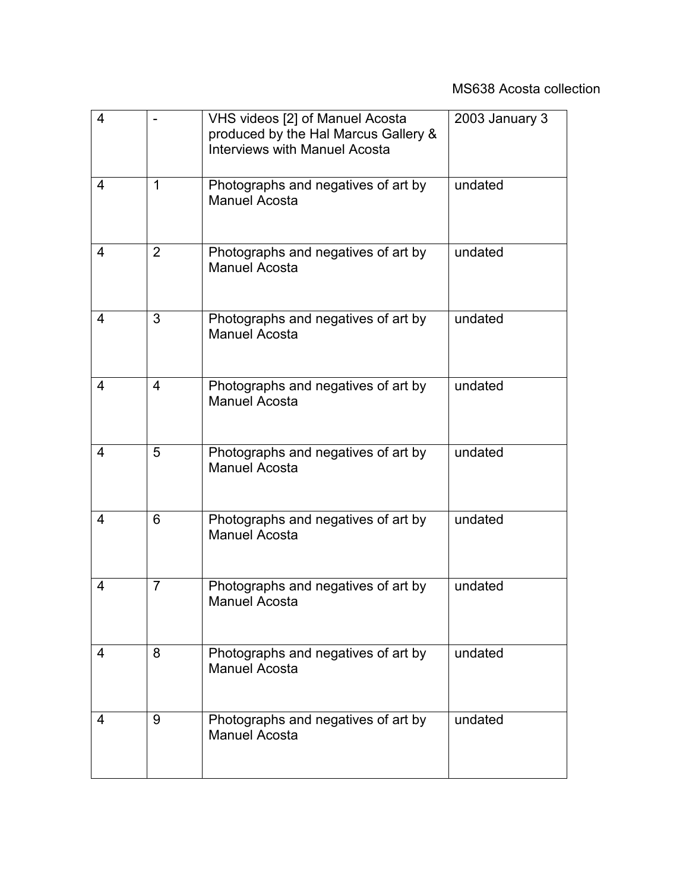| 4 | - | VHS videos [2] of Manuel Acosta produced by the Hal Marcus Gallery & Interviews with Manuel Acosta | 2003 January 3 |
|---|---|---|---|
| 4 | 1 | Photographs and negatives of art by Manuel Acosta | undated |
| 4 | 2 | Photographs and negatives of art by Manuel Acosta | undated |
| 4 | 3 | Photographs and negatives of art by Manuel Acosta | undated |
| 4 | 4 | Photographs and negatives of art by Manuel Acosta | undated |
| 4 | 5 | Photographs and negatives of art by Manuel Acosta | undated |
| 4 | 6 | Photographs and negatives of art by Manuel Acosta | undated |
| 4 | 7 | Photographs and negatives of art by Manuel Acosta | undated |
| 4 | 8 | Photographs and negatives of art by Manuel Acosta | undated |
| 4 | 9 | Photographs and negatives of art by Manuel Acosta | undated |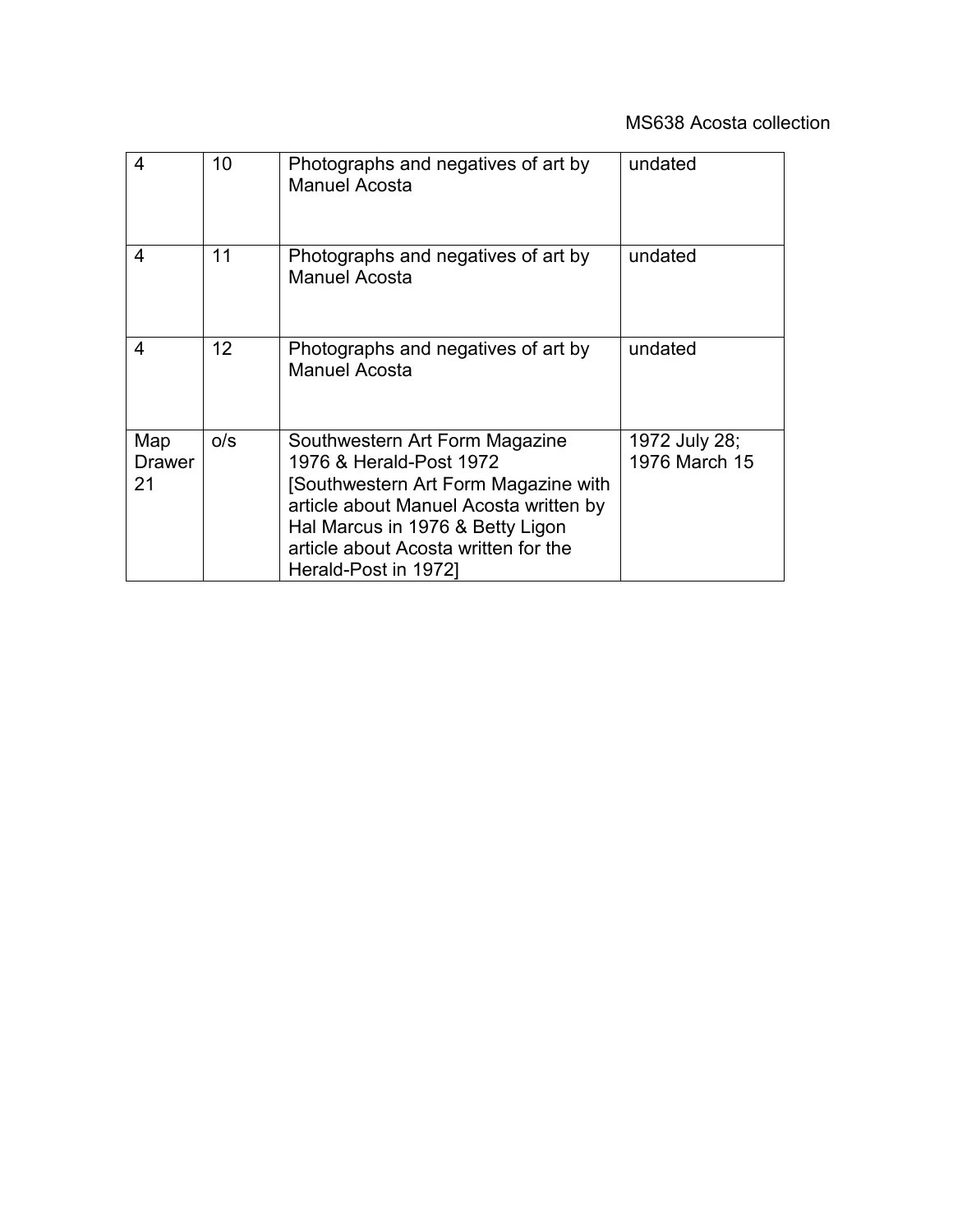| | | | |
|---|---|---|---|
| 4 | 10 | Photographs and negatives of art by Manuel Acosta | undated |
| 4 | 11 | Photographs and negatives of art by Manuel Acosta | undated |
| 4 | 12 | Photographs and negatives of art by Manuel Acosta | undated |
| Map Drawer 21 | o/s | Southwestern Art Form Magazine 1976 & Herald-Post 1972 [Southwestern Art Form Magazine with article about Manuel Acosta written by Hal Marcus in 1976 & Betty Ligon article about Acosta written for the Herald-Post in 1972] | 1972 July 28; 1976 March 15 |